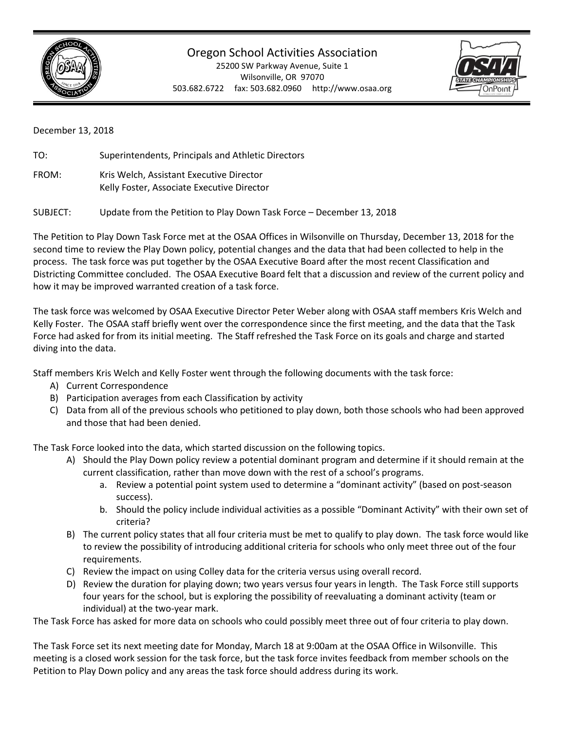# Oregon School Activities Association

25200 SW Parkway Avenue, Suite 1
Wilsonville, OR 97070
503.682.6722 fax: 503.682.0960 http://www.osaa.org

December 13, 2018

TO: Superintendents, Principals and Athletic Directors

FROM: Kris Welch, Assistant Executive Director
Kelly Foster, Associate Executive Director

SUBJECT: Update from the Petition to Play Down Task Force – December 13, 2018

The Petition to Play Down Task Force met at the OSAA Offices in Wilsonville on Thursday, December 13, 2018 for the second time to review the Play Down policy, potential changes and the data that had been collected to help in the process. The task force was put together by the OSAA Executive Board after the most recent Classification and Districting Committee concluded. The OSAA Executive Board felt that a discussion and review of the current policy and how it may be improved warranted creation of a task force.

The task force was welcomed by OSAA Executive Director Peter Weber along with OSAA staff members Kris Welch and Kelly Foster. The OSAA staff briefly went over the correspondence since the first meeting, and the data that the Task Force had asked for from its initial meeting. The Staff refreshed the Task Force on its goals and charge and started diving into the data.

Staff members Kris Welch and Kelly Foster went through the following documents with the task force:

A) Current Correspondence
B) Participation averages from each Classification by activity
C) Data from all of the previous schools who petitioned to play down, both those schools who had been approved and those that had been denied.

The Task Force looked into the data, which started discussion on the following topics.

A) Should the Play Down policy review a potential dominant program and determine if it should remain at the current classification, rather than move down with the rest of a school's programs.
   a. Review a potential point system used to determine a "dominant activity" (based on post-season success).
   b. Should the policy include individual activities as a possible "Dominant Activity" with their own set of criteria?
B) The current policy states that all four criteria must be met to qualify to play down. The task force would like to review the possibility of introducing additional criteria for schools who only meet three out of the four requirements.
C) Review the impact on using Colley data for the criteria versus using overall record.
D) Review the duration for playing down; two years versus four years in length. The Task Force still supports four years for the school, but is exploring the possibility of reevaluating a dominant activity (team or individual) at the two-year mark.

The Task Force has asked for more data on schools who could possibly meet three out of four criteria to play down.

The Task Force set its next meeting date for Monday, March 18 at 9:00am at the OSAA Office in Wilsonville. This meeting is a closed work session for the task force, but the task force invites feedback from member schools on the Petition to Play Down policy and any areas the task force should address during its work.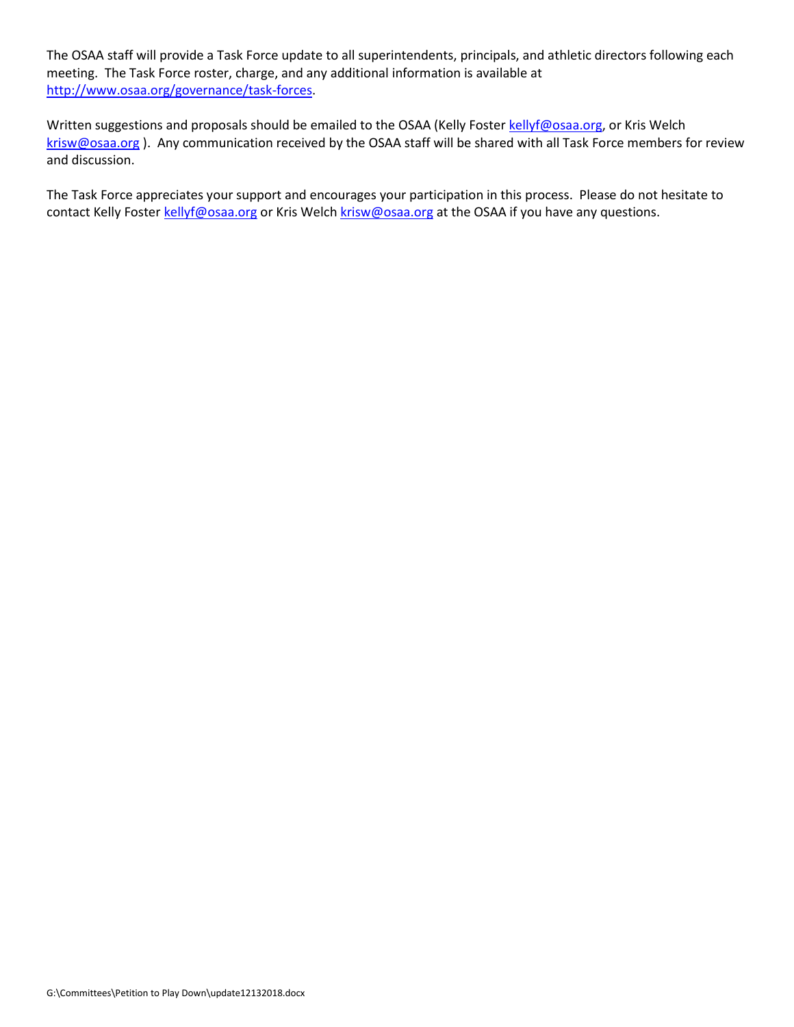The OSAA staff will provide a Task Force update to all superintendents, principals, and athletic directors following each meeting. The Task Force roster, charge, and any additional information is available at http://www.osaa.org/governance/task-forces.

Written suggestions and proposals should be emailed to the OSAA (Kelly Foster kellyf@osaa.org, or Kris Welch krisw@osaa.org ). Any communication received by the OSAA staff will be shared with all Task Force members for review and discussion.

The Task Force appreciates your support and encourages your participation in this process. Please do not hesitate to contact Kelly Foster kellyf@osaa.org or Kris Welch krisw@osaa.org at the OSAA if you have any questions.